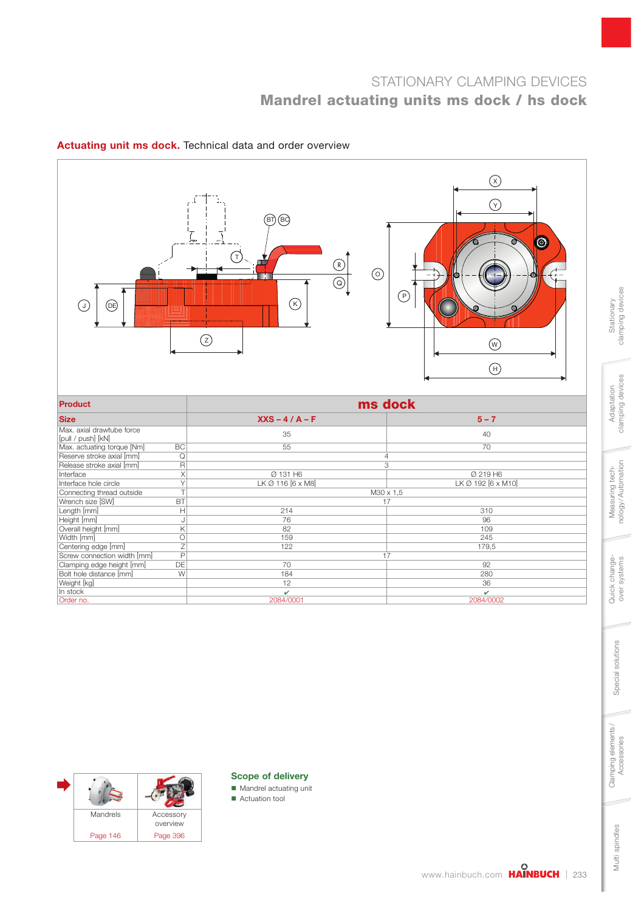# STATIONARY CLAMPING DEVICES

## Mandrel actuating units ms dock / hs dock

### **Actuating unit ms dock.** Technical data and order overview

| Product | | ms dock | |
|---|---|---|---|
| **Size** | | **XXS – 4 / A – F** | **5 – 7** |
| Max. axial drawtube force [pull / push] [kN] | | 35 | 40 |
| Max. actuating torque [Nm] | BC | 55 | 70 |
| Reserve stroke axial [mm] | Q | 4 | 4 |
| Release stroke axial [mm] | R | 3 | 3 |
| Interface | X | Ø 131 H6 | Ø 219 H6 |
| Interface hole circle | Y | LK Ø 116 [6 x M8] | LK Ø 192 [6 x M10] |
| Connecting thread outside | T | M30 x 1,5 | M30 x 1,5 |
| Wrench size [SW] | BT | 17 | 17 |
| Length [mm] | H | 214 | 310 |
| Height [mm] | J | 76 | 96 |
| Overall height [mm] | K | 82 | 109 |
| Width [mm] | O | 159 | 245 |
| Centering edge [mm] | Z | 122 | 179,5 |
| Screw connection width [mm] | P | 17 | 17 |
| Clamping edge height [mm] | DE | 70 | 92 |
| Bolt hole distance [mm] | W | 184 | 280 |
| Weight [kg] | | 12 | 36 |
| In stock | | ✔ | ✔ |
| Order no. | | 2084/0001 | 2084/0002 |

| Mandrels | Accessory overview |
|---|---|
| Page 146 | Page 396 |

**Scope of delivery**

- Mandrel actuating unit
- Actuation tool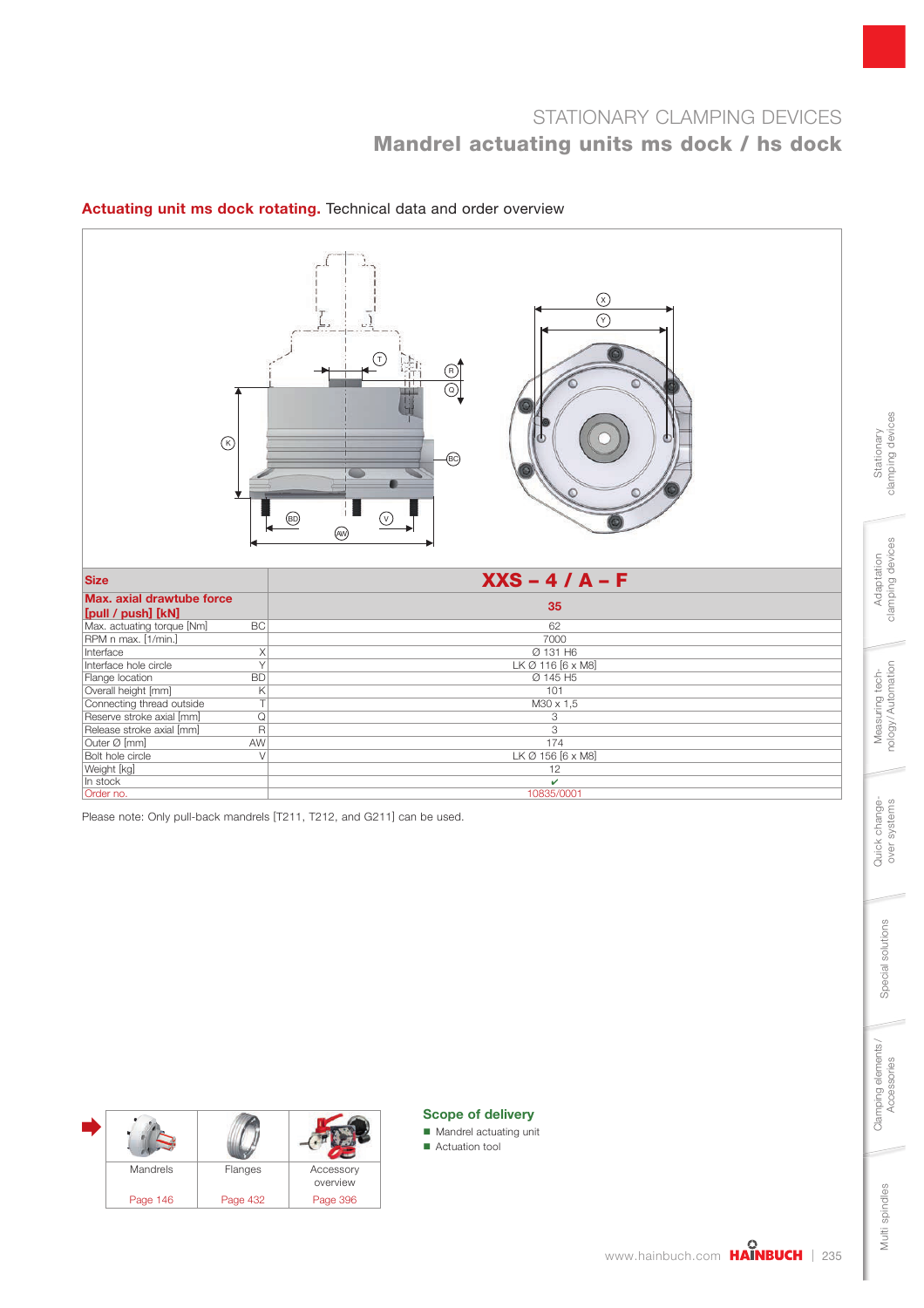# STATIONARY CLAMPING DEVICES
## Mandrel actuating units ms dock / hs dock

**Actuating unit ms dock rotating.** Technical data and order overview

X
Y
T
R
Q
K
BC
BD
V
AW

| Size | | XXS – 4 / A – F |
|---|---|---|
| Max. axial drawtube force [pull / push] [kN] | | 35 |
| Max. actuating torque [Nm] | BC | 62 |
| RPM n max. [1/min.] | | 7000 |
| Interface | X | Ø 131 H6 |
| Interface hole circle | Y | LK Ø 116 [6 x M8] |
| Flange location | BD | Ø 145 H5 |
| Overall height [mm] | K | 101 |
| Connecting thread outside | T | M30 x 1,5 |
| Reserve stroke axial [mm] | Q | 3 |
| Release stroke axial [mm] | R | 3 |
| Outer Ø [mm] | AW | 174 |
| Bolt hole circle | V | LK Ø 156 [6 x M8] |
| Weight [kg] | | 12 |
| In stock | | ✔ |
| Order no. | | 10835/0001 |

Please note: Only pull-back mandrels [T211, T212, and G211] can be used.

| Mandrels | Flanges | Accessory overview |
|---|---|---|
| Page 146 | Page 432 | Page 396 |

**Scope of delivery**

- Mandrel actuating unit
- Actuation tool